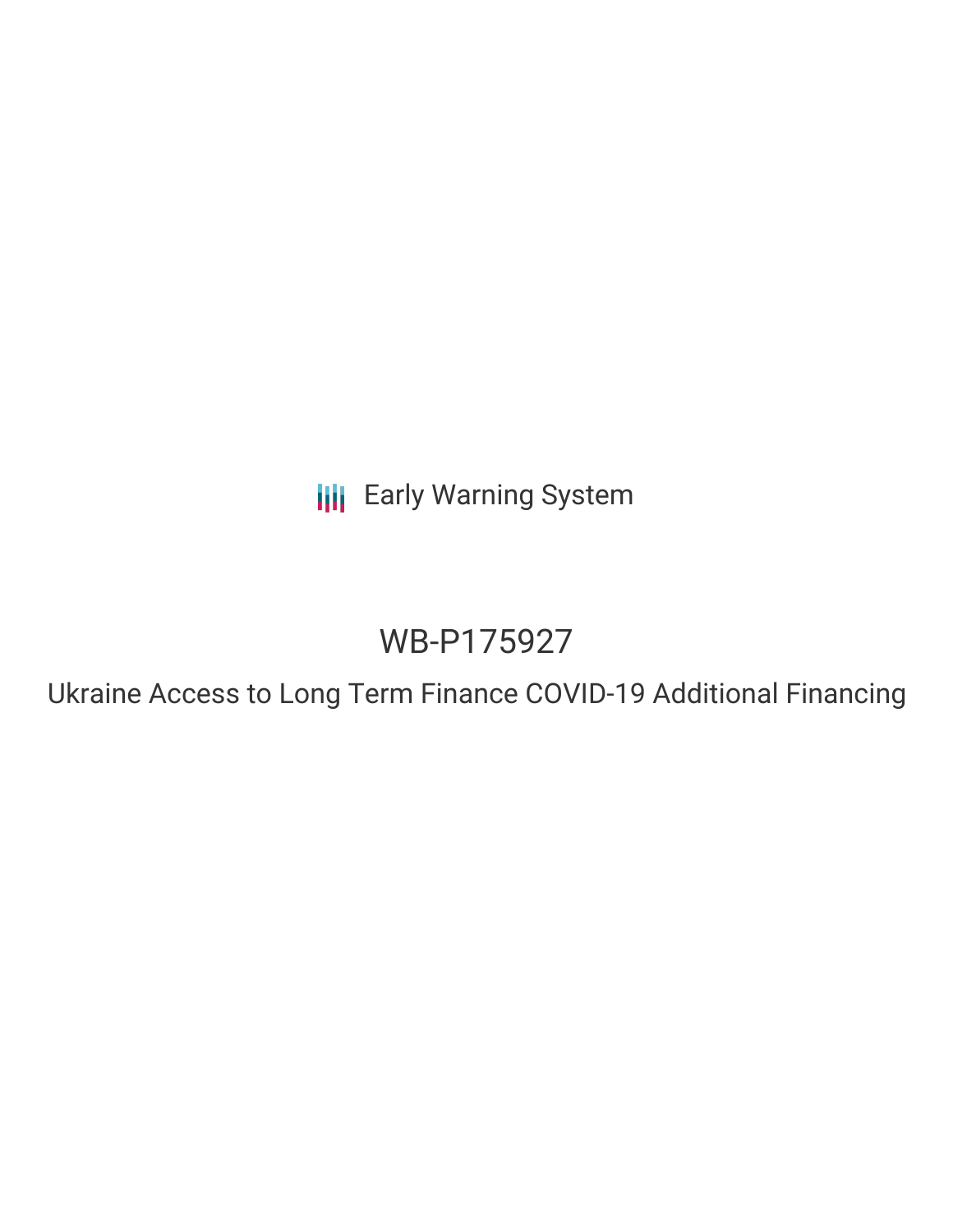Early Warning System

# WB-P175927

## Ukraine Access to Long Term Finance COVID-19 Additional Financing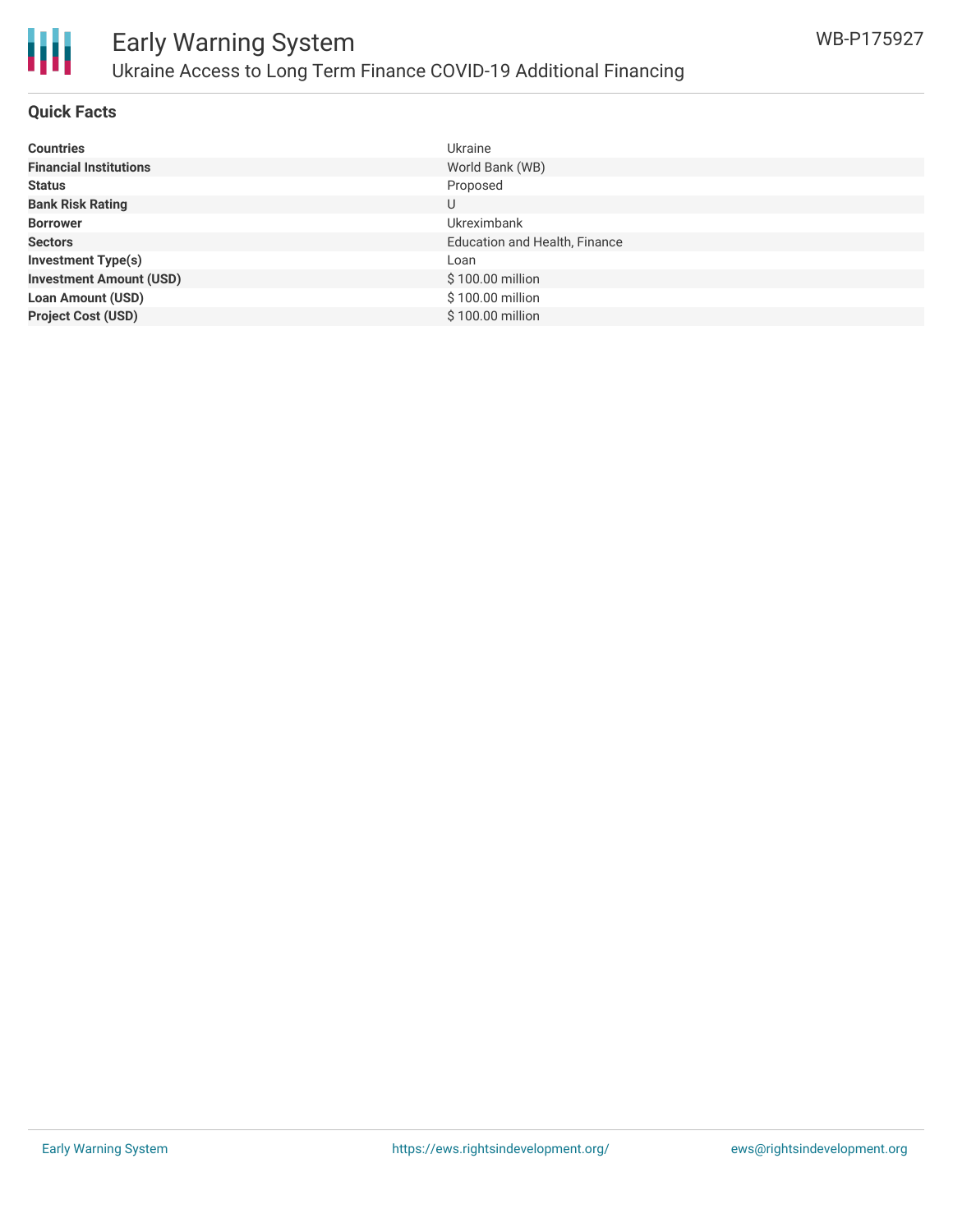## Quick Facts

| | |
|---|---|
| **Countries** | Ukraine |
| **Financial Institutions** | World Bank (WB) |
| **Status** | Proposed |
| **Bank Risk Rating** | U |
| **Borrower** | Ukreximbank |
| **Sectors** | Education and Health, Finance |
| **Investment Type(s)** | Loan |
| **Investment Amount (USD)** | $ 100.00 million |
| **Loan Amount (USD)** | $ 100.00 million |
| **Project Cost (USD)** | $ 100.00 million |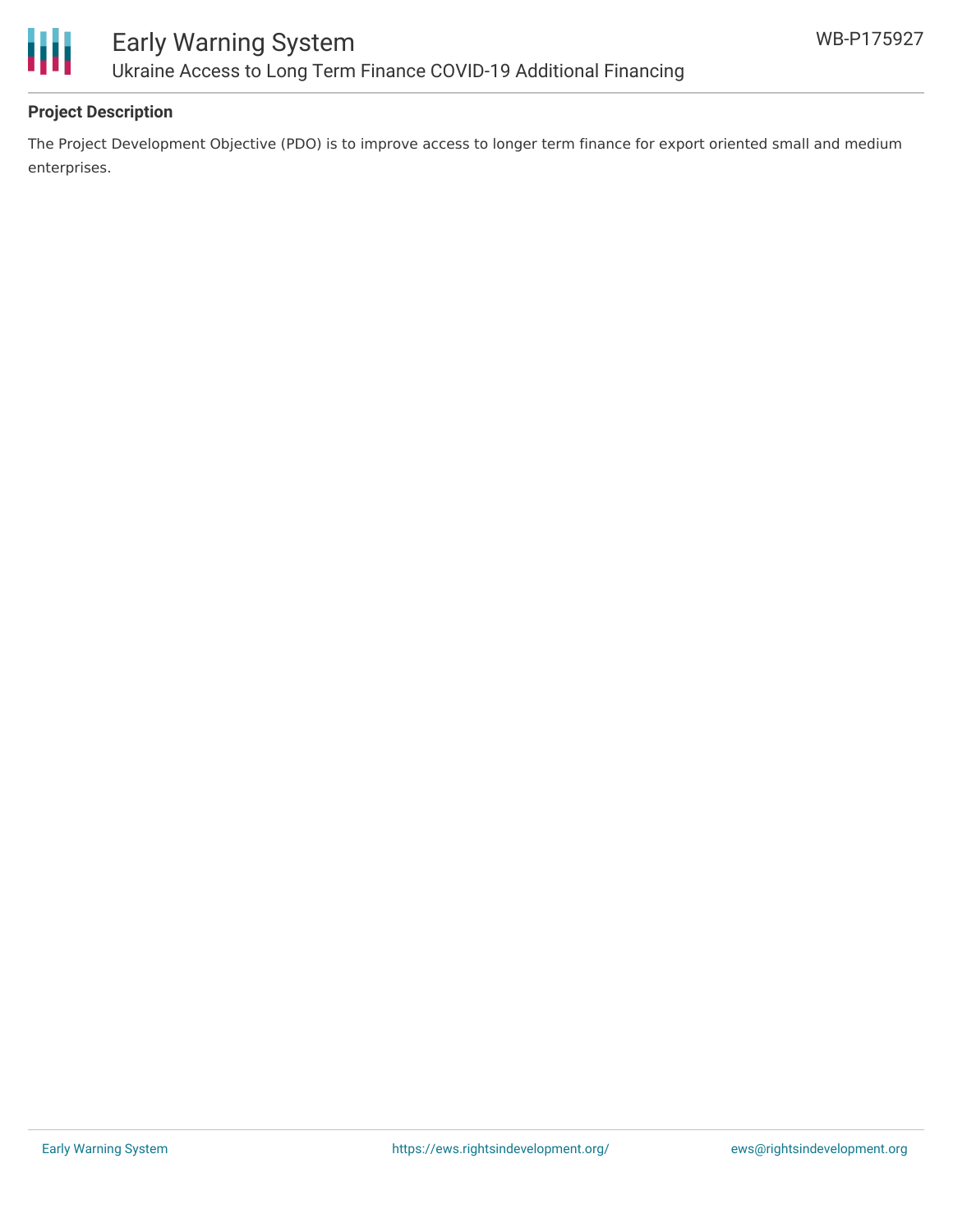**Project Description**

The Project Development Objective (PDO) is to improve access to longer term finance for export oriented small and medium enterprises.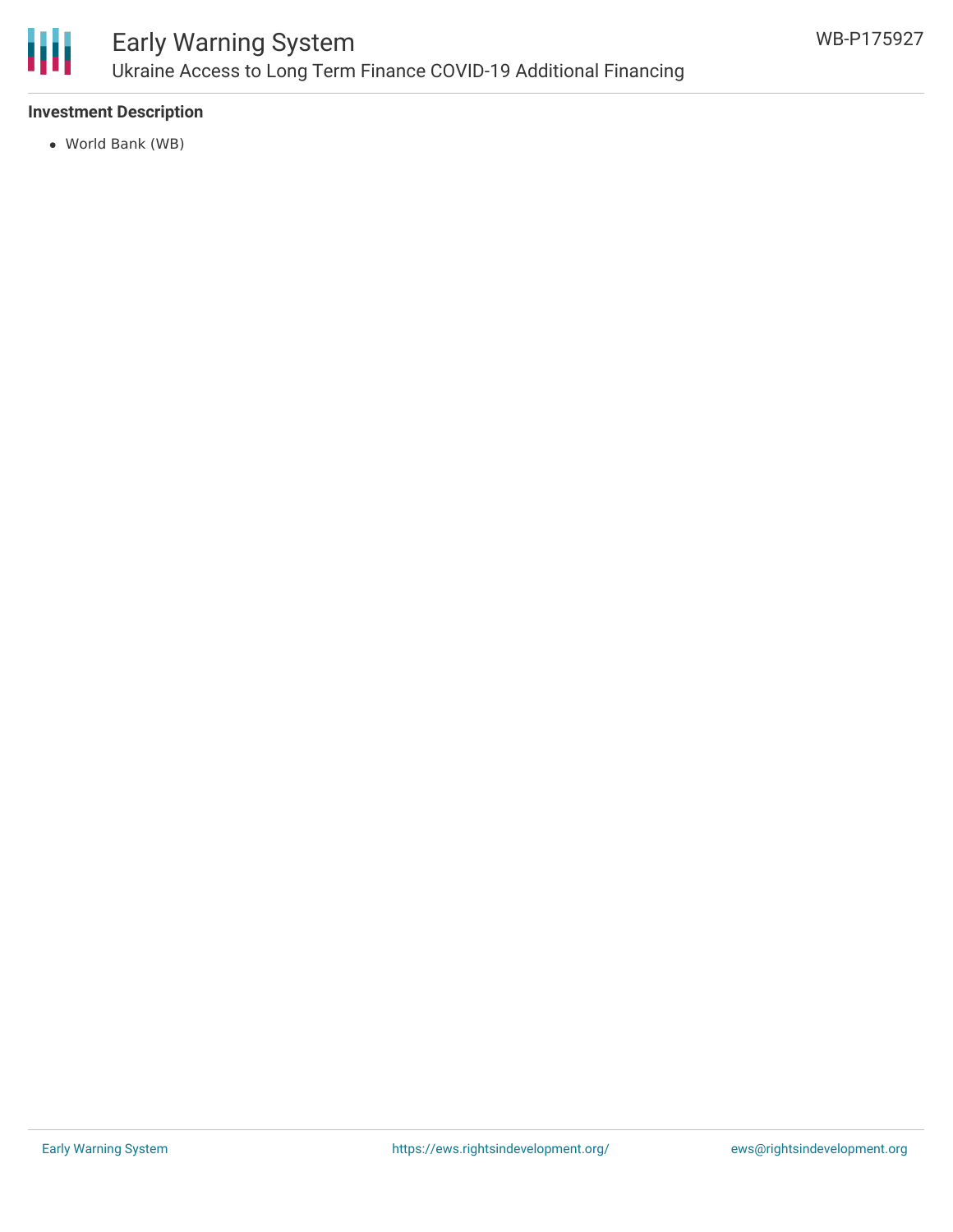**Investment Description**

- World Bank (WB)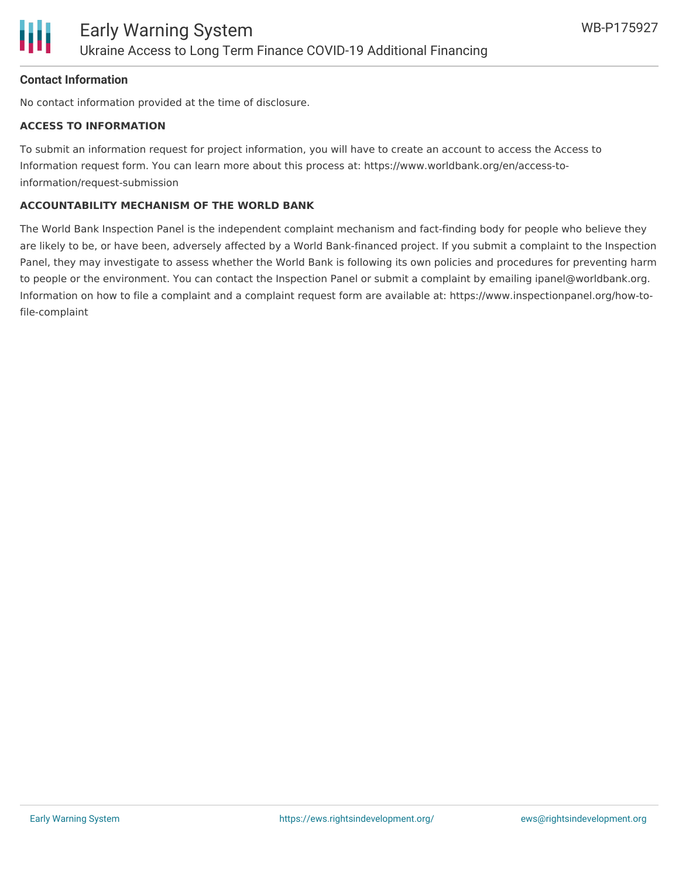### Contact Information

No contact information provided at the time of disclosure.

#### ACCESS TO INFORMATION

To submit an information request for project information, you will have to create an account to access the Access to Information request form. You can learn more about this process at: https://www.worldbank.org/en/access-to-information/request-submission

#### ACCOUNTABILITY MECHANISM OF THE WORLD BANK

The World Bank Inspection Panel is the independent complaint mechanism and fact-finding body for people who believe they are likely to be, or have been, adversely affected by a World Bank-financed project. If you submit a complaint to the Inspection Panel, they may investigate to assess whether the World Bank is following its own policies and procedures for preventing harm to people or the environment. You can contact the Inspection Panel or submit a complaint by emailing ipanel@worldbank.org. Information on how to file a complaint and a complaint request form are available at: https://www.inspectionpanel.org/how-to-file-complaint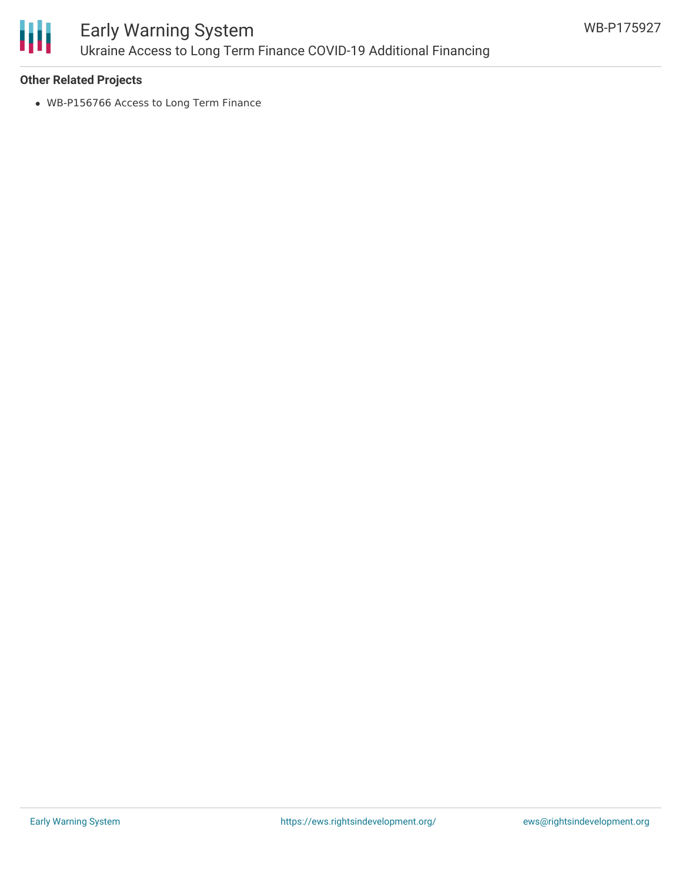**Other Related Projects**

- WB-P156766 Access to Long Term Finance